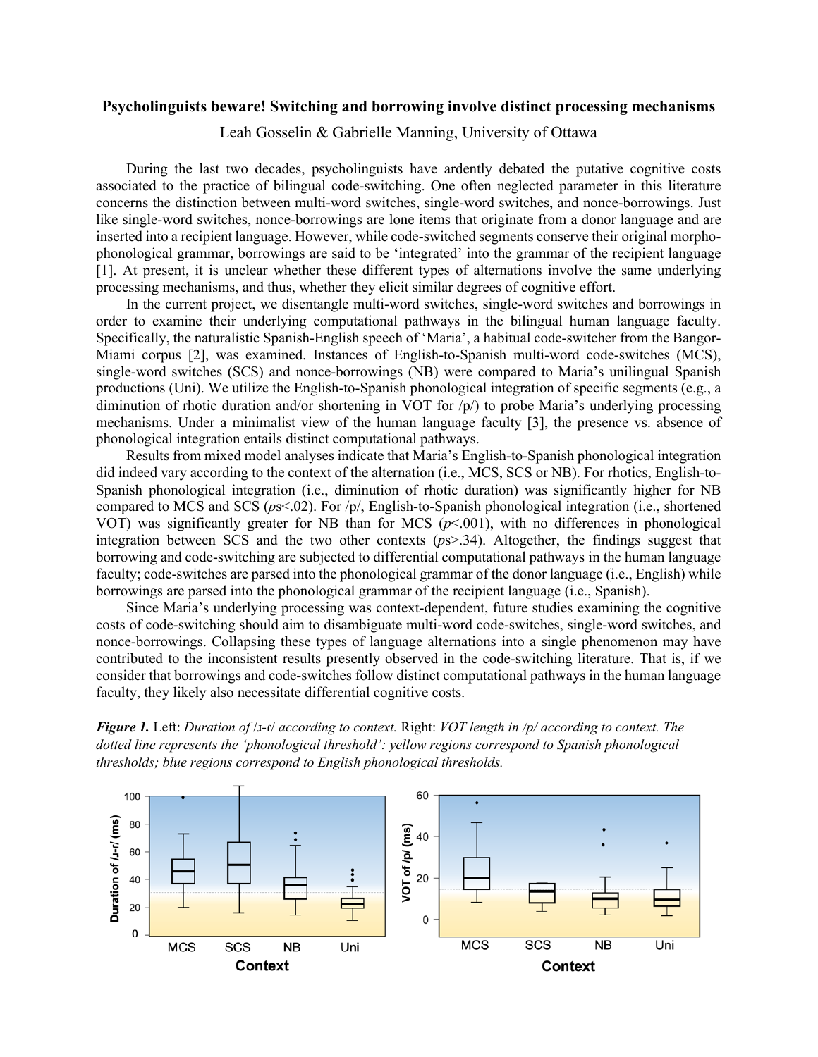# Psycholinguists beware! Switching and borrowing involve distinct processing mechanisms

Leah Gosselin & Gabrielle Manning, University of Ottawa

During the last two decades, psycholinguists have ardently debated the putative cognitive costs associated to the practice of bilingual code-switching. One often neglected parameter in this literature concerns the distinction between multi-word switches, single-word switches, and nonce-borrowings. Just like single-word switches, nonce-borrowings are lone items that originate from a donor language and are inserted into a recipient language. However, while code-switched segments conserve their original morpho-phonological grammar, borrowings are said to be 'integrated' into the grammar of the recipient language [1]. At present, it is unclear whether these different types of alternations involve the same underlying processing mechanisms, and thus, whether they elicit similar degrees of cognitive effort.

In the current project, we disentangle multi-word switches, single-word switches and borrowings in order to examine their underlying computational pathways in the bilingual human language faculty. Specifically, the naturalistic Spanish-English speech of 'Maria', a habitual code-switcher from the Bangor-Miami corpus [2], was examined. Instances of English-to-Spanish multi-word code-switches (MCS), single-word switches (SCS) and nonce-borrowings (NB) were compared to Maria's unilingual Spanish productions (Uni). We utilize the English-to-Spanish phonological integration of specific segments (e.g., a diminution of rhotic duration and/or shortening in VOT for /p/) to probe Maria's underlying processing mechanisms. Under a minimalist view of the human language faculty [3], the presence vs. absence of phonological integration entails distinct computational pathways.

Results from mixed model analyses indicate that Maria's English-to-Spanish phonological integration did indeed vary according to the context of the alternation (i.e., MCS, SCS or NB). For rhotics, English-to-Spanish phonological integration (i.e., diminution of rhotic duration) was significantly higher for NB compared to MCS and SCS (*p*s<.02). For /p/, English-to-Spanish phonological integration (i.e., shortened VOT) was significantly greater for NB than for MCS ($p$<.001), with no differences in phonological integration between SCS and the two other contexts (*p*s>.34). Altogether, the findings suggest that borrowing and code-switching are subjected to differential computational pathways in the human language faculty; code-switches are parsed into the phonological grammar of the donor language (i.e., English) while borrowings are parsed into the phonological grammar of the recipient language (i.e., Spanish).

Since Maria's underlying processing was context-dependent, future studies examining the cognitive costs of code-switching should aim to disambiguate multi-word code-switches, single-word switches, and nonce-borrowings. Collapsing these types of language alternations into a single phenomenon may have contributed to the inconsistent results presently observed in the code-switching literature. That is, if we consider that borrowings and code-switches follow distinct computational pathways in the human language faculty, they likely also necessitate differential cognitive costs.

***Figure 1.*** Left: *Duration of /ɹ-ɾ/ according to context.* Right: *VOT length in /p/ according to context. The dotted line represents the 'phonological threshold': yellow regions correspond to Spanish phonological thresholds; blue regions correspond to English phonological thresholds.*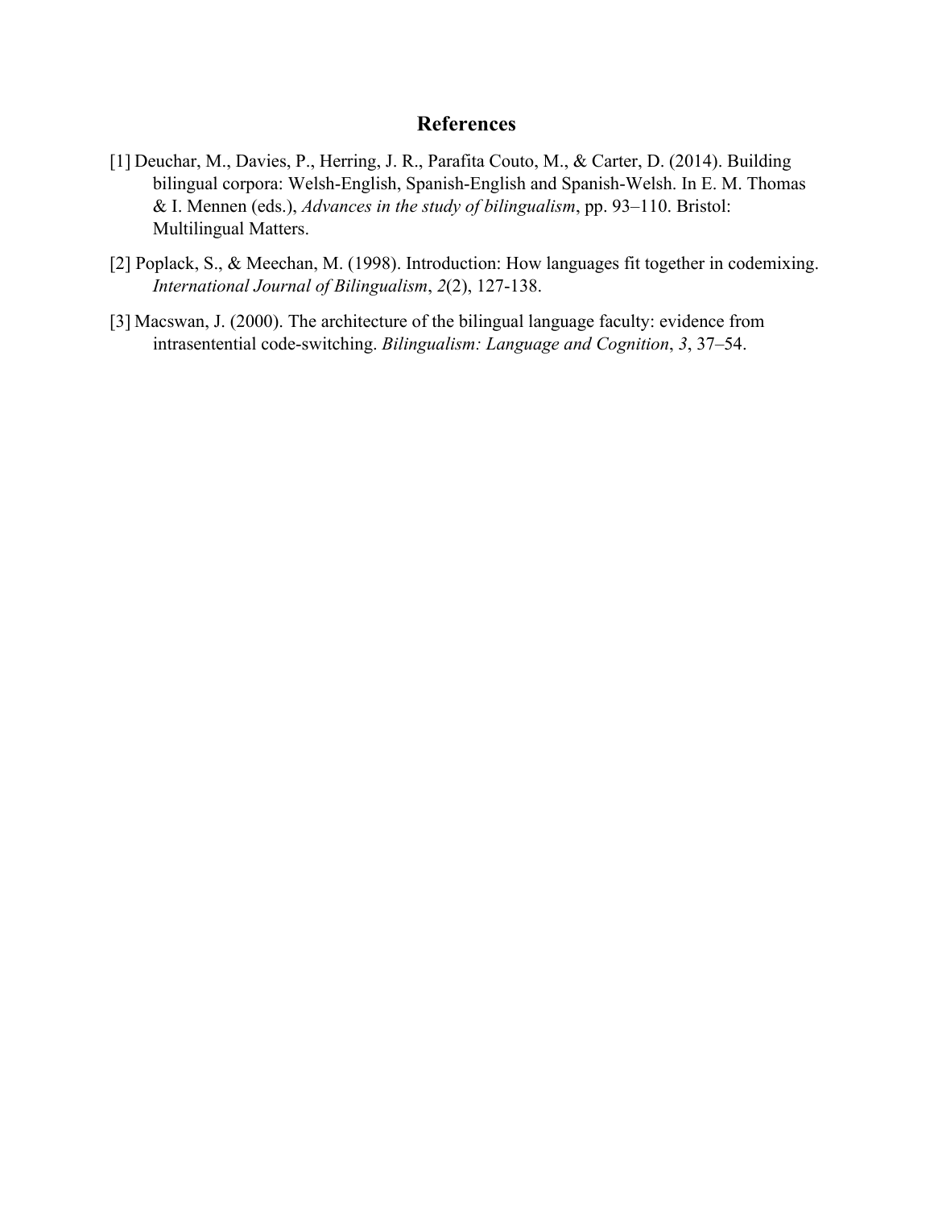## References

[1] Deuchar, M., Davies, P., Herring, J. R., Parafita Couto, M., & Carter, D. (2014). Building bilingual corpora: Welsh-English, Spanish-English and Spanish-Welsh. In E. M. Thomas & I. Mennen (eds.), *Advances in the study of bilingualism*, pp. 93–110. Bristol: Multilingual Matters.

[2] Poplack, S., & Meechan, M. (1998). Introduction: How languages fit together in codemixing. *International Journal of Bilingualism*, *2*(2), 127-138.

[3] Macswan, J. (2000). The architecture of the bilingual language faculty: evidence from intrasentential code-switching. *Bilingualism: Language and Cognition*, *3*, 37–54.